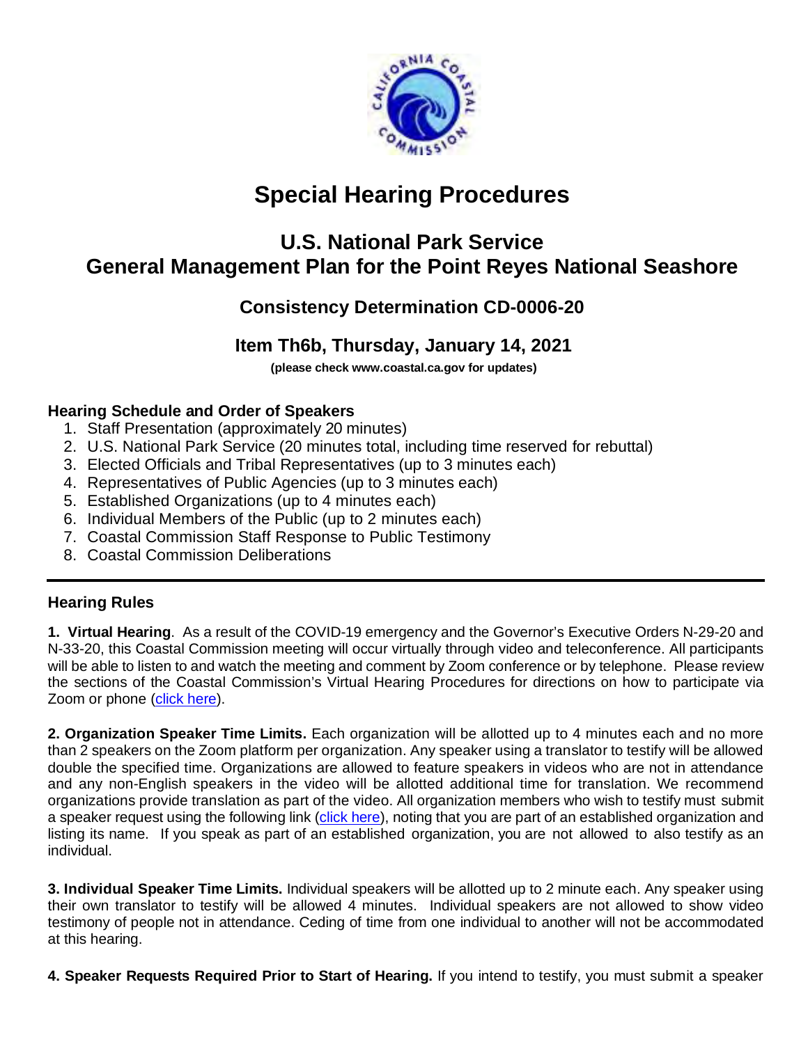# Special Hearing Procedures

## U.S. National Park Service
## General Management Plan for the Point Reyes National Seashore

### Consistency Determination CD-0006-20

### Item Th6b, Thursday, January 14, 2021

**(please check www.coastal.ca.gov for updates)**

**Hearing Schedule and Order of Speakers**

1. Staff Presentation (approximately 20 minutes)
2. U.S. National Park Service (20 minutes total, including time reserved for rebuttal)
3. Elected Officials and Tribal Representatives (up to 3 minutes each)
4. Representatives of Public Agencies (up to 3 minutes each)
5. Established Organizations (up to 4 minutes each)
6. Individual Members of the Public (up to 2 minutes each)
7. Coastal Commission Staff Response to Public Testimony
8. Coastal Commission Deliberations

---

**Hearing Rules**

**1. Virtual Hearing**. As a result of the COVID-19 emergency and the Governor's Executive Orders N-29-20 and N-33-20, this Coastal Commission meeting will occur virtually through video and teleconference. All participants will be able to listen to and watch the meeting and comment by Zoom conference or by telephone. Please review the sections of the Coastal Commission's Virtual Hearing Procedures for directions on how to participate via Zoom or phone (click here).

**2. Organization Speaker Time Limits.** Each organization will be allotted up to 4 minutes each and no more than 2 speakers on the Zoom platform per organization. Any speaker using a translator to testify will be allowed double the specified time. Organizations are allowed to feature speakers in videos who are not in attendance and any non-English speakers in the video will be allotted additional time for translation. We recommend organizations provide translation as part of the video. All organization members who wish to testify must submit a speaker request using the following link (click here), noting that you are part of an established organization and listing its name. If you speak as part of an established organization, you are not allowed to also testify as an individual.

**3. Individual Speaker Time Limits.** Individual speakers will be allotted up to 2 minute each. Any speaker using their own translator to testify will be allowed 4 minutes. Individual speakers are not allowed to show video testimony of people not in attendance. Ceding of time from one individual to another will not be accommodated at this hearing.

**4. Speaker Requests Required Prior to Start of Hearing.** If you intend to testify, you must submit a speaker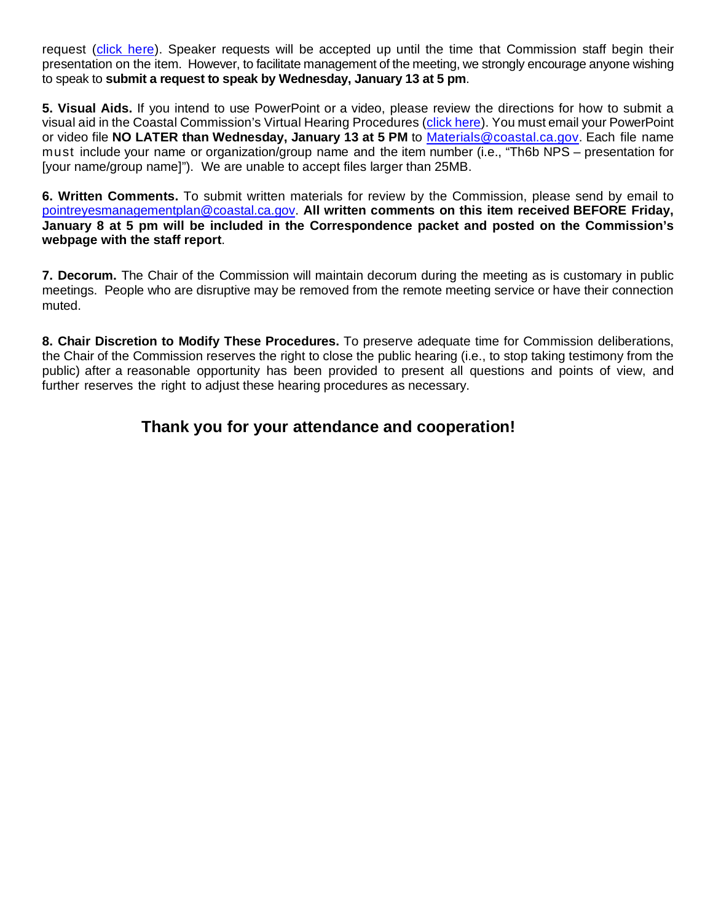request ([click here](#)). Speaker requests will be accepted up until the time that Commission staff begin their presentation on the item. However, to facilitate management of the meeting, we strongly encourage anyone wishing to speak to **submit a request to speak by Wednesday, January 13 at 5 pm**.

**5. Visual Aids.** If you intend to use PowerPoint or a video, please review the directions for how to submit a visual aid in the Coastal Commission's Virtual Hearing Procedures ([click here](#)). You must email your PowerPoint or video file **NO LATER than Wednesday, January 13 at 5 PM** to [Materials@coastal.ca.gov](mailto:Materials@coastal.ca.gov). Each file name must include your name or organization/group name and the item number (i.e., "Th6b NPS – presentation for [your name/group name]"). We are unable to accept files larger than 25MB.

**6. Written Comments.** To submit written materials for review by the Commission, please send by email to [pointreyesmanagementplan@coastal.ca.gov](mailto:pointreyesmanagementplan@coastal.ca.gov). **All written comments on this item received BEFORE Friday, January 8 at 5 pm will be included in the Correspondence packet and posted on the Commission's webpage with the staff report**.

**7. Decorum.** The Chair of the Commission will maintain decorum during the meeting as is customary in public meetings. People who are disruptive may be removed from the remote meeting service or have their connection muted.

**8. Chair Discretion to Modify These Procedures.** To preserve adequate time for Commission deliberations, the Chair of the Commission reserves the right to close the public hearing (i.e., to stop taking testimony from the public) after a reasonable opportunity has been provided to present all questions and points of view, and further reserves the right to adjust these hearing procedures as necessary.

## Thank you for your attendance and cooperation!